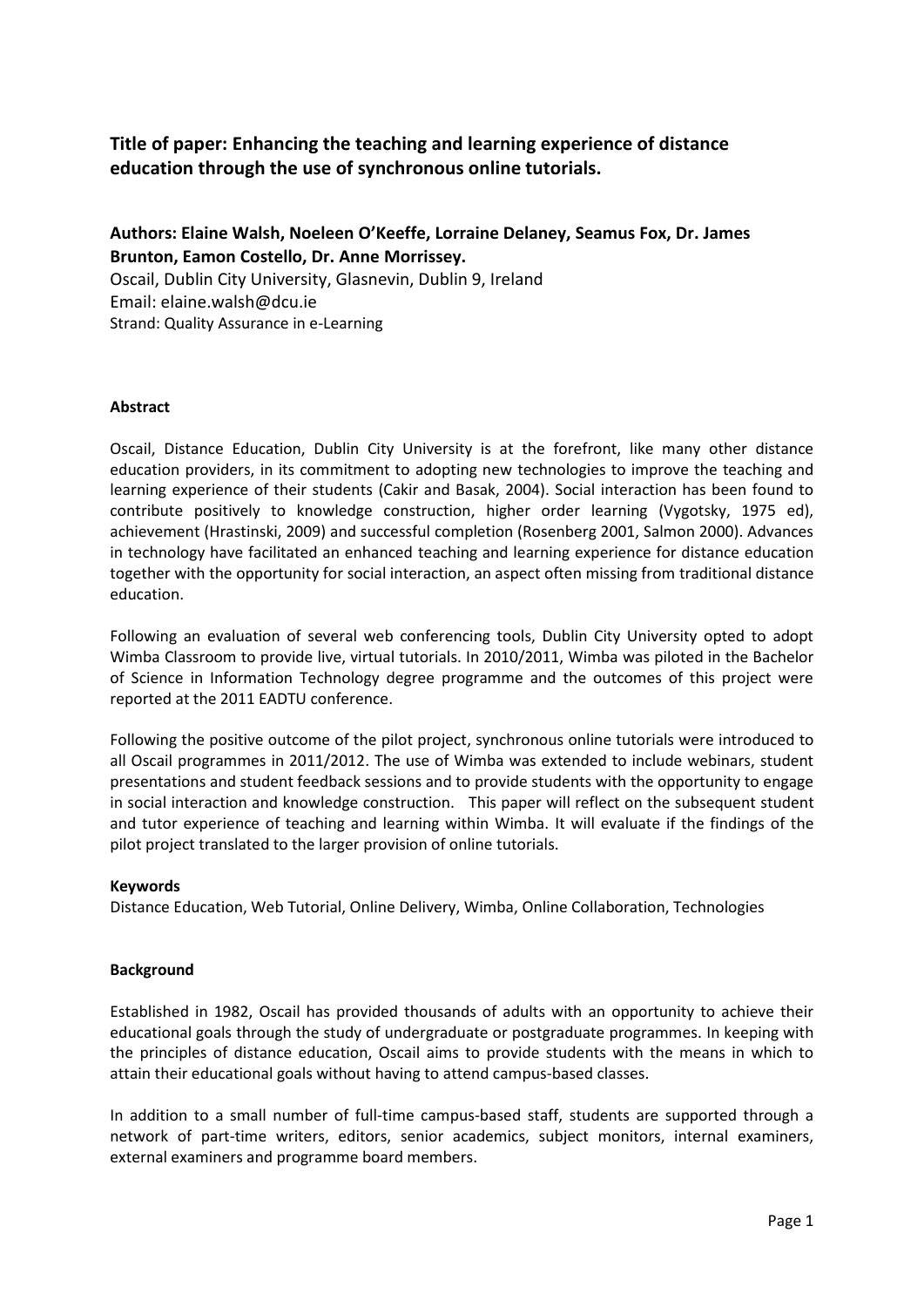## Title of paper: Enhancing the teaching and learning experience of distance education through the use of synchronous online tutorials.

**Authors: Elaine Walsh, Noeleen O'Keeffe, Lorraine Delaney, Seamus Fox, Dr. James Brunton, Eamon Costello, Dr. Anne Morrissey.**
Oscail, Dublin City University, Glasnevin, Dublin 9, Ireland
Email: elaine.walsh@dcu.ie
Strand: Quality Assurance in e-Learning

### Abstract

Oscail, Distance Education, Dublin City University is at the forefront, like many other distance education providers, in its commitment to adopting new technologies to improve the teaching and learning experience of their students (Cakir and Basak, 2004). Social interaction has been found to contribute positively to knowledge construction, higher order learning (Vygotsky, 1975 ed), achievement (Hrastinski, 2009) and successful completion (Rosenberg 2001, Salmon 2000). Advances in technology have facilitated an enhanced teaching and learning experience for distance education together with the opportunity for social interaction, an aspect often missing from traditional distance education.

Following an evaluation of several web conferencing tools, Dublin City University opted to adopt Wimba Classroom to provide live, virtual tutorials. In 2010/2011, Wimba was piloted in the Bachelor of Science in Information Technology degree programme and the outcomes of this project were reported at the 2011 EADTU conference.

Following the positive outcome of the pilot project, synchronous online tutorials were introduced to all Oscail programmes in 2011/2012. The use of Wimba was extended to include webinars, student presentations and student feedback sessions and to provide students with the opportunity to engage in social interaction and knowledge construction. This paper will reflect on the subsequent student and tutor experience of teaching and learning within Wimba. It will evaluate if the findings of the pilot project translated to the larger provision of online tutorials.

### Keywords

Distance Education, Web Tutorial, Online Delivery, Wimba, Online Collaboration, Technologies

### Background

Established in 1982, Oscail has provided thousands of adults with an opportunity to achieve their educational goals through the study of undergraduate or postgraduate programmes. In keeping with the principles of distance education, Oscail aims to provide students with the means in which to attain their educational goals without having to attend campus-based classes.

In addition to a small number of full-time campus-based staff, students are supported through a network of part-time writers, editors, senior academics, subject monitors, internal examiners, external examiners and programme board members.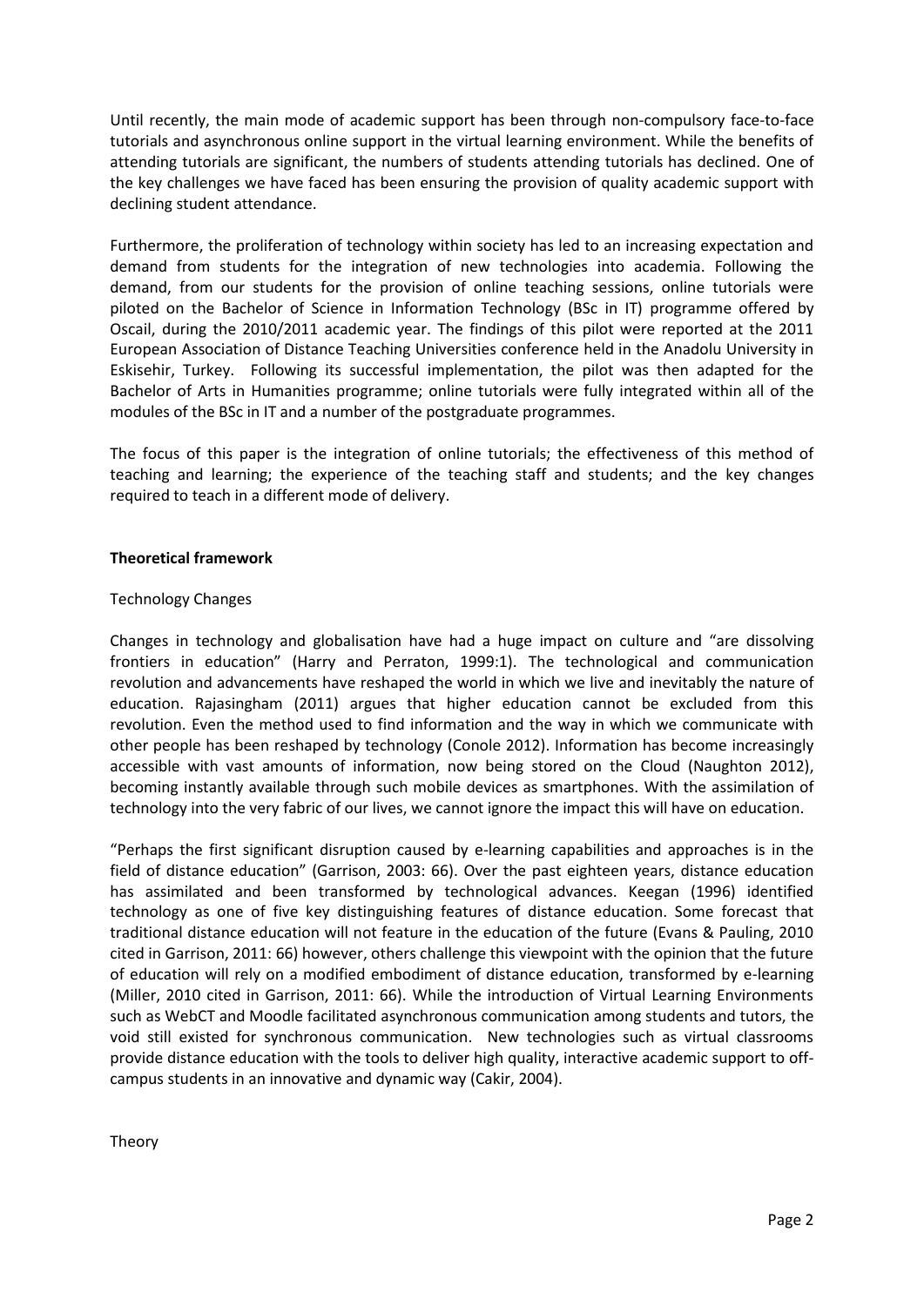Until recently, the main mode of academic support has been through non-compulsory face-to-face tutorials and asynchronous online support in the virtual learning environment. While the benefits of attending tutorials are significant, the numbers of students attending tutorials has declined. One of the key challenges we have faced has been ensuring the provision of quality academic support with declining student attendance.

Furthermore, the proliferation of technology within society has led to an increasing expectation and demand from students for the integration of new technologies into academia. Following the demand, from our students for the provision of online teaching sessions, online tutorials were piloted on the Bachelor of Science in Information Technology (BSc in IT) programme offered by Oscail, during the 2010/2011 academic year. The findings of this pilot were reported at the 2011 European Association of Distance Teaching Universities conference held in the Anadolu University in Eskisehir, Turkey. Following its successful implementation, the pilot was then adapted for the Bachelor of Arts in Humanities programme; online tutorials were fully integrated within all of the modules of the BSc in IT and a number of the postgraduate programmes.

The focus of this paper is the integration of online tutorials; the effectiveness of this method of teaching and learning; the experience of the teaching staff and students; and the key changes required to teach in a different mode of delivery.

## Theoretical framework

### Technology Changes

Changes in technology and globalisation have had a huge impact on culture and "are dissolving frontiers in education" (Harry and Perraton, 1999:1). The technological and communication revolution and advancements have reshaped the world in which we live and inevitably the nature of education. Rajasingham (2011) argues that higher education cannot be excluded from this revolution. Even the method used to find information and the way in which we communicate with other people has been reshaped by technology (Conole 2012). Information has become increasingly accessible with vast amounts of information, now being stored on the Cloud (Naughton 2012), becoming instantly available through such mobile devices as smartphones. With the assimilation of technology into the very fabric of our lives, we cannot ignore the impact this will have on education.

"Perhaps the first significant disruption caused by e-learning capabilities and approaches is in the field of distance education" (Garrison, 2003: 66). Over the past eighteen years, distance education has assimilated and been transformed by technological advances. Keegan (1996) identified technology as one of five key distinguishing features of distance education. Some forecast that traditional distance education will not feature in the education of the future (Evans & Pauling, 2010 cited in Garrison, 2011: 66) however, others challenge this viewpoint with the opinion that the future of education will rely on a modified embodiment of distance education, transformed by e-learning (Miller, 2010 cited in Garrison, 2011: 66). While the introduction of Virtual Learning Environments such as WebCT and Moodle facilitated asynchronous communication among students and tutors, the void still existed for synchronous communication. New technologies such as virtual classrooms provide distance education with the tools to deliver high quality, interactive academic support to off-campus students in an innovative and dynamic way (Cakir, 2004).

### Theory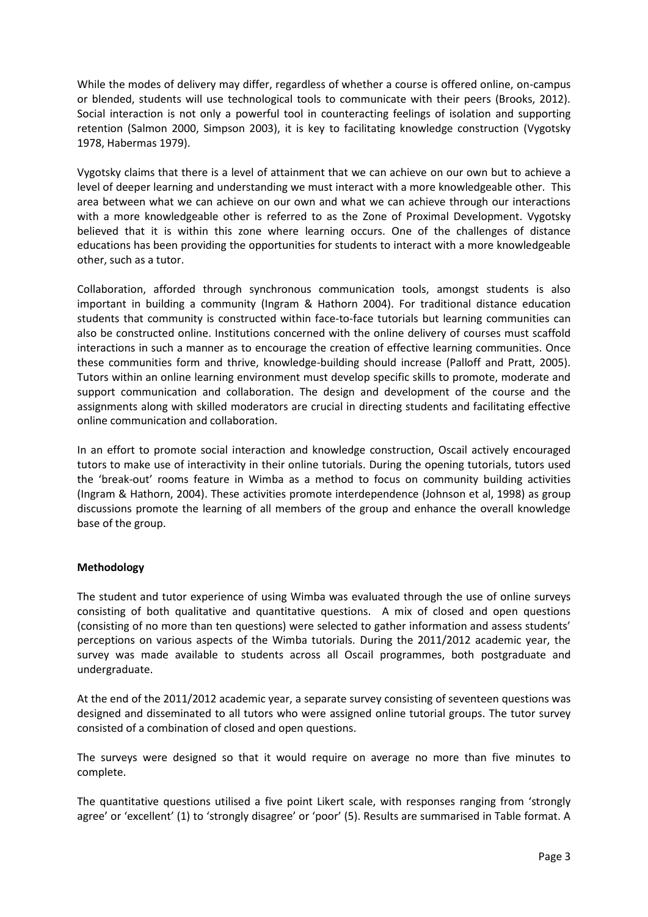While the modes of delivery may differ, regardless of whether a course is offered online, on-campus or blended, students will use technological tools to communicate with their peers (Brooks, 2012). Social interaction is not only a powerful tool in counteracting feelings of isolation and supporting retention (Salmon 2000, Simpson 2003), it is key to facilitating knowledge construction (Vygotsky 1978, Habermas 1979).

Vygotsky claims that there is a level of attainment that we can achieve on our own but to achieve a level of deeper learning and understanding we must interact with a more knowledgeable other. This area between what we can achieve on our own and what we can achieve through our interactions with a more knowledgeable other is referred to as the Zone of Proximal Development. Vygotsky believed that it is within this zone where learning occurs. One of the challenges of distance educations has been providing the opportunities for students to interact with a more knowledgeable other, such as a tutor.

Collaboration, afforded through synchronous communication tools, amongst students is also important in building a community (Ingram & Hathorn 2004). For traditional distance education students that community is constructed within face-to-face tutorials but learning communities can also be constructed online. Institutions concerned with the online delivery of courses must scaffold interactions in such a manner as to encourage the creation of effective learning communities. Once these communities form and thrive, knowledge-building should increase (Palloff and Pratt, 2005). Tutors within an online learning environment must develop specific skills to promote, moderate and support communication and collaboration. The design and development of the course and the assignments along with skilled moderators are crucial in directing students and facilitating effective online communication and collaboration.

In an effort to promote social interaction and knowledge construction, Oscail actively encouraged tutors to make use of interactivity in their online tutorials. During the opening tutorials, tutors used the 'break-out' rooms feature in Wimba as a method to focus on community building activities (Ingram & Hathorn, 2004). These activities promote interdependence (Johnson et al, 1998) as group discussions promote the learning of all members of the group and enhance the overall knowledge base of the group.

**Methodology**

The student and tutor experience of using Wimba was evaluated through the use of online surveys consisting of both qualitative and quantitative questions. A mix of closed and open questions (consisting of no more than ten questions) were selected to gather information and assess students' perceptions on various aspects of the Wimba tutorials. During the 2011/2012 academic year, the survey was made available to students across all Oscail programmes, both postgraduate and undergraduate.

At the end of the 2011/2012 academic year, a separate survey consisting of seventeen questions was designed and disseminated to all tutors who were assigned online tutorial groups. The tutor survey consisted of a combination of closed and open questions.

The surveys were designed so that it would require on average no more than five minutes to complete.

The quantitative questions utilised a five point Likert scale, with responses ranging from 'strongly agree' or 'excellent' (1) to 'strongly disagree' or 'poor' (5). Results are summarised in Table format. A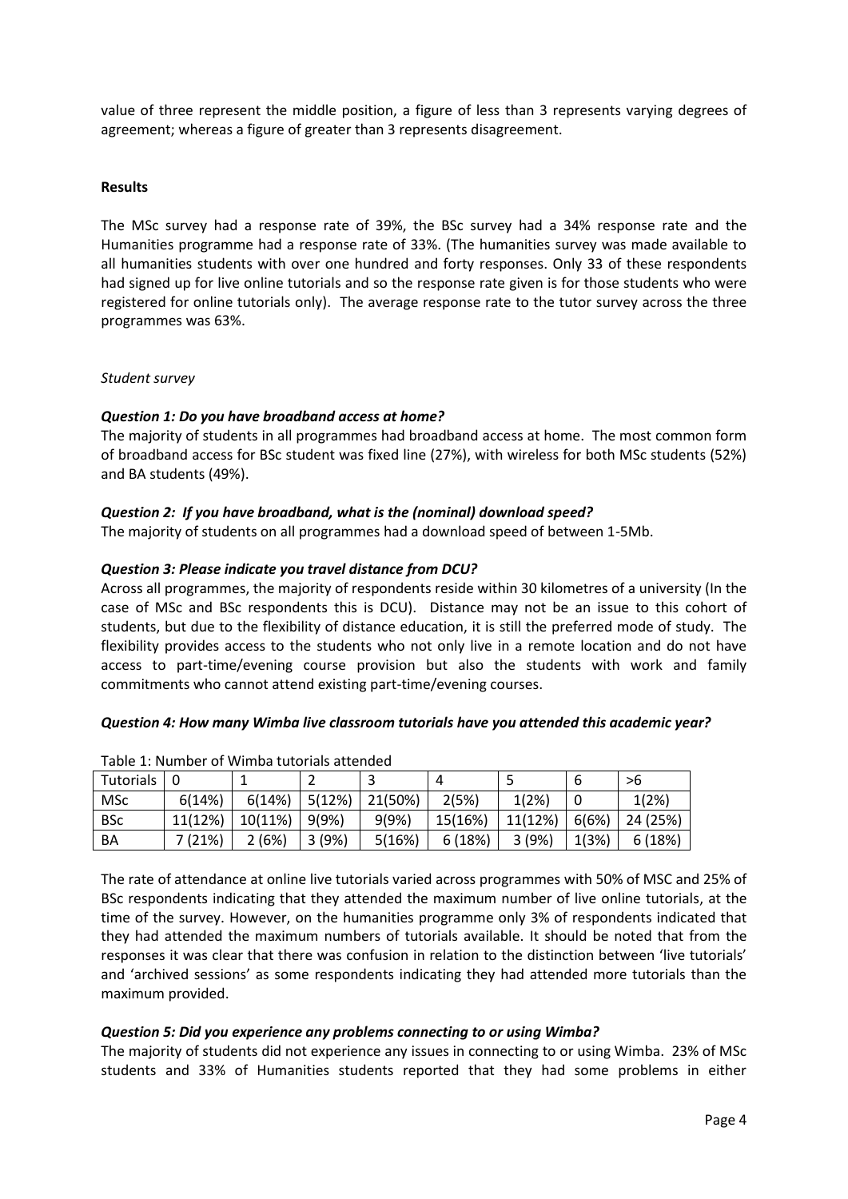value of three represent the middle position, a figure of less than 3 represents varying degrees of agreement; whereas a figure of greater than 3 represents disagreement.

**Results**

The MSc survey had a response rate of 39%, the BSc survey had a 34% response rate and the Humanities programme had a response rate of 33%. (The humanities survey was made available to all humanities students with over one hundred and forty responses. Only 33 of these respondents had signed up for live online tutorials and so the response rate given is for those students who were registered for online tutorials only). The average response rate to the tutor survey across the three programmes was 63%.

*Student survey*

***Question 1: Do you have broadband access at home?***

The majority of students in all programmes had broadband access at home. The most common form of broadband access for BSc student was fixed line (27%), with wireless for both MSc students (52%) and BA students (49%).

***Question 2: If you have broadband, what is the (nominal) download speed?***

The majority of students on all programmes had a download speed of between 1-5Mb.

***Question 3: Please indicate you travel distance from DCU?***

Across all programmes, the majority of respondents reside within 30 kilometres of a university (In the case of MSc and BSc respondents this is DCU). Distance may not be an issue to this cohort of students, but due to the flexibility of distance education, it is still the preferred mode of study. The flexibility provides access to the students who not only live in a remote location and do not have access to part-time/evening course provision but also the students with work and family commitments who cannot attend existing part-time/evening courses.

***Question 4: How many Wimba live classroom tutorials have you attended this academic year?***

Table 1: Number of Wimba tutorials attended

| Tutorials | 0 | 1 | 2 | 3 | 4 | 5 | 6 | >6 |
|---|---|---|---|---|---|---|---|---|
| MSc | 6(14%) | 6(14%) | 5(12%) | 21(50%) | 2(5%) | 1(2%) | 0 | 1(2%) |
| BSc | 11(12%) | 10(11%) | 9(9%) | 9(9%) | 15(16%) | 11(12%) | 6(6%) | 24 (25%) |
| BA | 7 (21%) | 2 (6%) | 3 (9%) | 5(16%) | 6 (18%) | 3 (9%) | 1(3%) | 6 (18%) |

The rate of attendance at online live tutorials varied across programmes with 50% of MSC and 25% of BSc respondents indicating that they attended the maximum number of live online tutorials, at the time of the survey. However, on the humanities programme only 3% of respondents indicated that they had attended the maximum numbers of tutorials available. It should be noted that from the responses it was clear that there was confusion in relation to the distinction between 'live tutorials' and 'archived sessions' as some respondents indicating they had attended more tutorials than the maximum provided.

***Question 5: Did you experience any problems connecting to or using Wimba?***

The majority of students did not experience any issues in connecting to or using Wimba. 23% of MSc students and 33% of Humanities students reported that they had some problems in either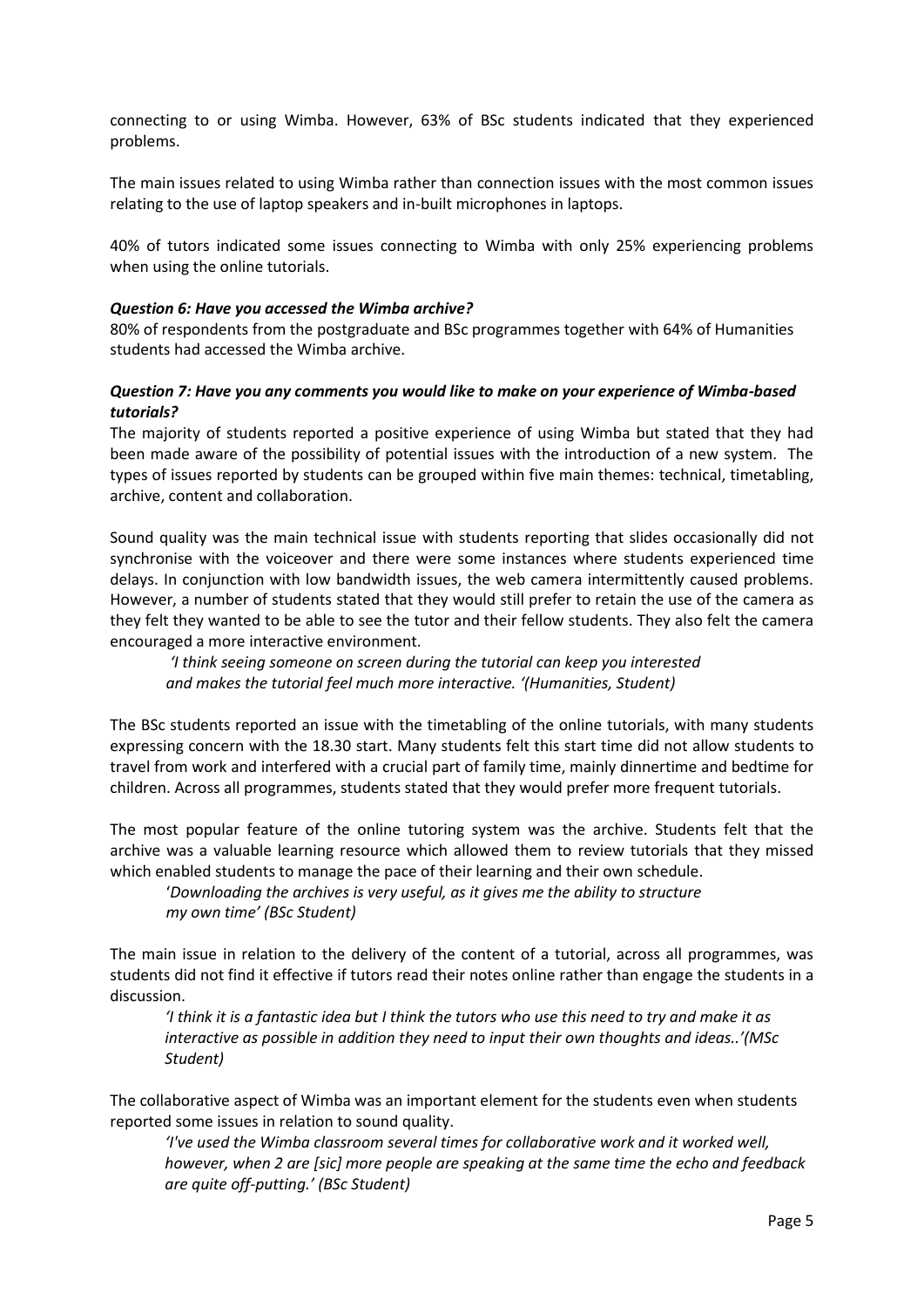connecting to or using Wimba. However, 63% of BSc students indicated that they experienced problems.

The main issues related to using Wimba rather than connection issues with the most common issues relating to the use of laptop speakers and in-built microphones in laptops.

40% of tutors indicated some issues connecting to Wimba with only 25% experiencing problems when using the online tutorials.

***Question 6: Have you accessed the Wimba archive?***

80% of respondents from the postgraduate and BSc programmes together with 64% of Humanities students had accessed the Wimba archive.

***Question 7: Have you any comments you would like to make on your experience of Wimba-based tutorials?***

The majority of students reported a positive experience of using Wimba but stated that they had been made aware of the possibility of potential issues with the introduction of a new system. The types of issues reported by students can be grouped within five main themes: technical, timetabling, archive, content and collaboration.

Sound quality was the main technical issue with students reporting that slides occasionally did not synchronise with the voiceover and there were some instances where students experienced time delays. In conjunction with low bandwidth issues, the web camera intermittently caused problems. However, a number of students stated that they would still prefer to retain the use of the camera as they felt they wanted to be able to see the tutor and their fellow students. They also felt the camera encouraged a more interactive environment.

> *'I think seeing someone on screen during the tutorial can keep you interested and makes the tutorial feel much more interactive. '(Humanities, Student)*

The BSc students reported an issue with the timetabling of the online tutorials, with many students expressing concern with the 18.30 start. Many students felt this start time did not allow students to travel from work and interfered with a crucial part of family time, mainly dinnertime and bedtime for children. Across all programmes, students stated that they would prefer more frequent tutorials.

The most popular feature of the online tutoring system was the archive. Students felt that the archive was a valuable learning resource which allowed them to review tutorials that they missed which enabled students to manage the pace of their learning and their own schedule.

> '*Downloading the archives is very useful, as it gives me the ability to structure my own time' (BSc Student)*

The main issue in relation to the delivery of the content of a tutorial, across all programmes, was students did not find it effective if tutors read their notes online rather than engage the students in a discussion.

> *'I think it is a fantastic idea but I think the tutors who use this need to try and make it as interactive as possible in addition they need to input their own thoughts and ideas..'(MSc Student)*

The collaborative aspect of Wimba was an important element for the students even when students reported some issues in relation to sound quality.

> *'I've used the Wimba classroom several times for collaborative work and it worked well, however, when 2 are [sic] more people are speaking at the same time the echo and feedback are quite off-putting.' (BSc Student)*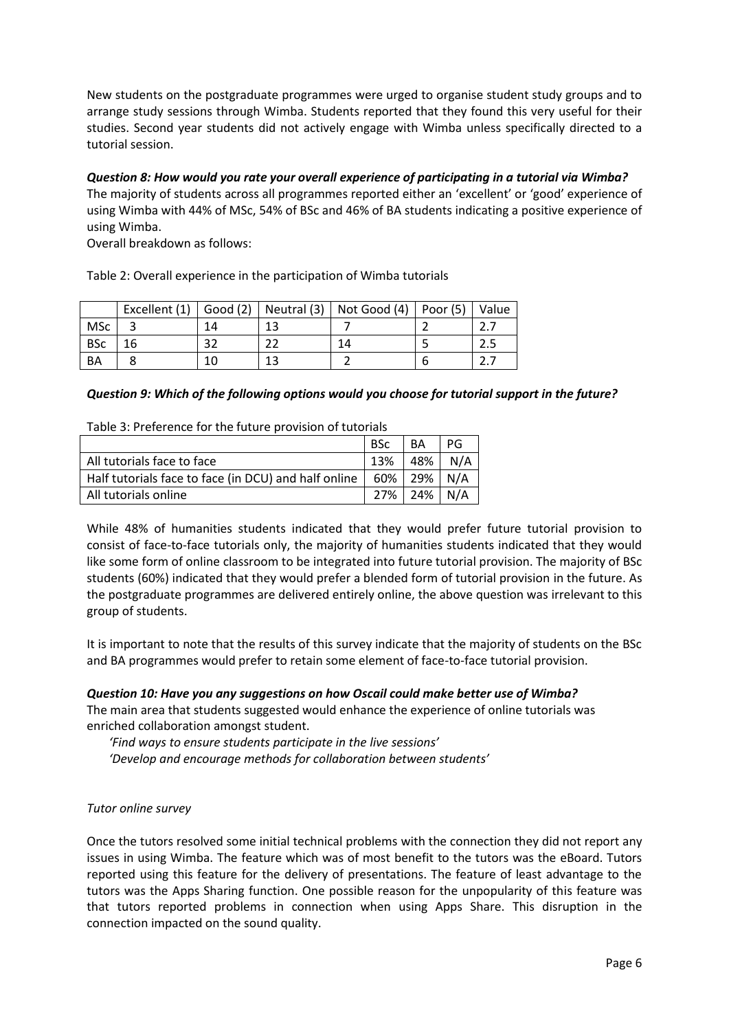New students on the postgraduate programmes were urged to organise student study groups and to arrange study sessions through Wimba. Students reported that they found this very useful for their studies. Second year students did not actively engage with Wimba unless specifically directed to a tutorial session.

***Question 8: How would you rate your overall experience of participating in a tutorial via Wimba?***

The majority of students across all programmes reported either an 'excellent' or 'good' experience of using Wimba with 44% of MSc, 54% of BSc and 46% of BA students indicating a positive experience of using Wimba.

Overall breakdown as follows:

Table 2: Overall experience in the participation of Wimba tutorials

| | Excellent (1) | Good (2) | Neutral (3) | Not Good (4) | Poor (5) | Value |
|---|---|---|---|---|---|---|
| MSc | 3 | 14 | 13 | 7 | 2 | 2.7 |
| BSc | 16 | 32 | 22 | 14 | 5 | 2.5 |
| BA | 8 | 10 | 13 | 2 | 6 | 2.7 |

***Question 9: Which of the following options would you choose for tutorial support in the future?***

Table 3: Preference for the future provision of tutorials

| | BSc | BA | PG |
|---|---|---|---|
| All tutorials face to face | 13% | 48% | N/A |
| Half tutorials face to face (in DCU) and half online | 60% | 29% | N/A |
| All tutorials online | 27% | 24% | N/A |

While 48% of humanities students indicated that they would prefer future tutorial provision to consist of face-to-face tutorials only, the majority of humanities students indicated that they would like some form of online classroom to be integrated into future tutorial provision. The majority of BSc students (60%) indicated that they would prefer a blended form of tutorial provision in the future. As the postgraduate programmes are delivered entirely online, the above question was irrelevant to this group of students.

It is important to note that the results of this survey indicate that the majority of students on the BSc and BA programmes would prefer to retain some element of face-to-face tutorial provision.

***Question 10: Have you any suggestions on how Oscail could make better use of Wimba?***

The main area that students suggested would enhance the experience of online tutorials was enriched collaboration amongst student.

*'Find ways to ensure students participate in the live sessions'*
*'Develop and encourage methods for collaboration between students'*

*Tutor online survey*

Once the tutors resolved some initial technical problems with the connection they did not report any issues in using Wimba. The feature which was of most benefit to the tutors was the eBoard. Tutors reported using this feature for the delivery of presentations. The feature of least advantage to the tutors was the Apps Sharing function. One possible reason for the unpopularity of this feature was that tutors reported problems in connection when using Apps Share. This disruption in the connection impacted on the sound quality.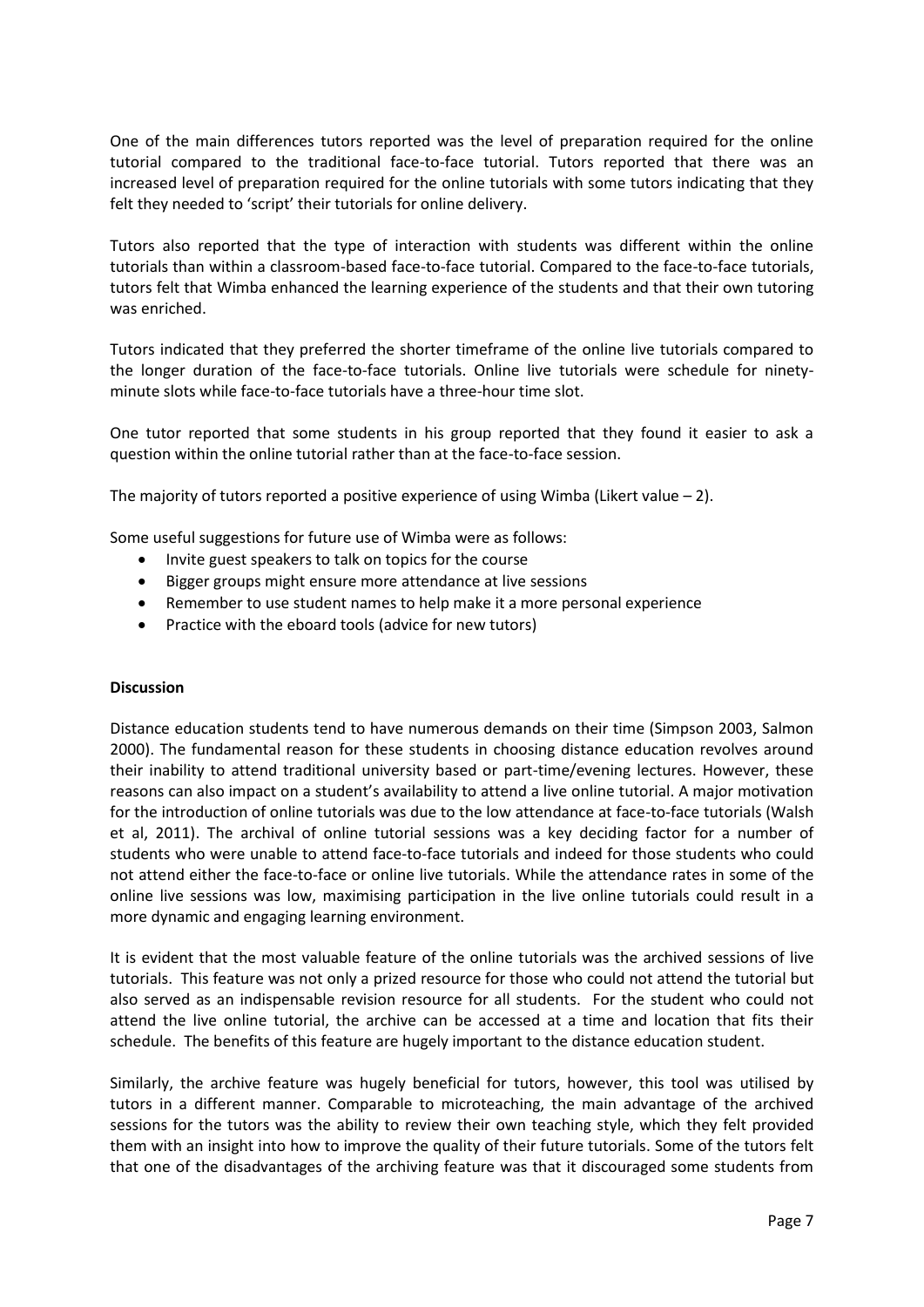One of the main differences tutors reported was the level of preparation required for the online tutorial compared to the traditional face-to-face tutorial. Tutors reported that there was an increased level of preparation required for the online tutorials with some tutors indicating that they felt they needed to 'script' their tutorials for online delivery.

Tutors also reported that the type of interaction with students was different within the online tutorials than within a classroom-based face-to-face tutorial. Compared to the face-to-face tutorials, tutors felt that Wimba enhanced the learning experience of the students and that their own tutoring was enriched.

Tutors indicated that they preferred the shorter timeframe of the online live tutorials compared to the longer duration of the face-to-face tutorials. Online live tutorials were schedule for ninety-minute slots while face-to-face tutorials have a three-hour time slot.

One tutor reported that some students in his group reported that they found it easier to ask a question within the online tutorial rather than at the face-to-face session.

The majority of tutors reported a positive experience of using Wimba (Likert value – 2).

Some useful suggestions for future use of Wimba were as follows:

- Invite guest speakers to talk on topics for the course
- Bigger groups might ensure more attendance at live sessions
- Remember to use student names to help make it a more personal experience
- Practice with the eboard tools (advice for new tutors)

**Discussion**

Distance education students tend to have numerous demands on their time (Simpson 2003, Salmon 2000). The fundamental reason for these students in choosing distance education revolves around their inability to attend traditional university based or part-time/evening lectures. However, these reasons can also impact on a student's availability to attend a live online tutorial. A major motivation for the introduction of online tutorials was due to the low attendance at face-to-face tutorials (Walsh et al, 2011). The archival of online tutorial sessions was a key deciding factor for a number of students who were unable to attend face-to-face tutorials and indeed for those students who could not attend either the face-to-face or online live tutorials. While the attendance rates in some of the online live sessions was low, maximising participation in the live online tutorials could result in a more dynamic and engaging learning environment.

It is evident that the most valuable feature of the online tutorials was the archived sessions of live tutorials. This feature was not only a prized resource for those who could not attend the tutorial but also served as an indispensable revision resource for all students. For the student who could not attend the live online tutorial, the archive can be accessed at a time and location that fits their schedule. The benefits of this feature are hugely important to the distance education student.

Similarly, the archive feature was hugely beneficial for tutors, however, this tool was utilised by tutors in a different manner. Comparable to microteaching, the main advantage of the archived sessions for the tutors was the ability to review their own teaching style, which they felt provided them with an insight into how to improve the quality of their future tutorials. Some of the tutors felt that one of the disadvantages of the archiving feature was that it discouraged some students from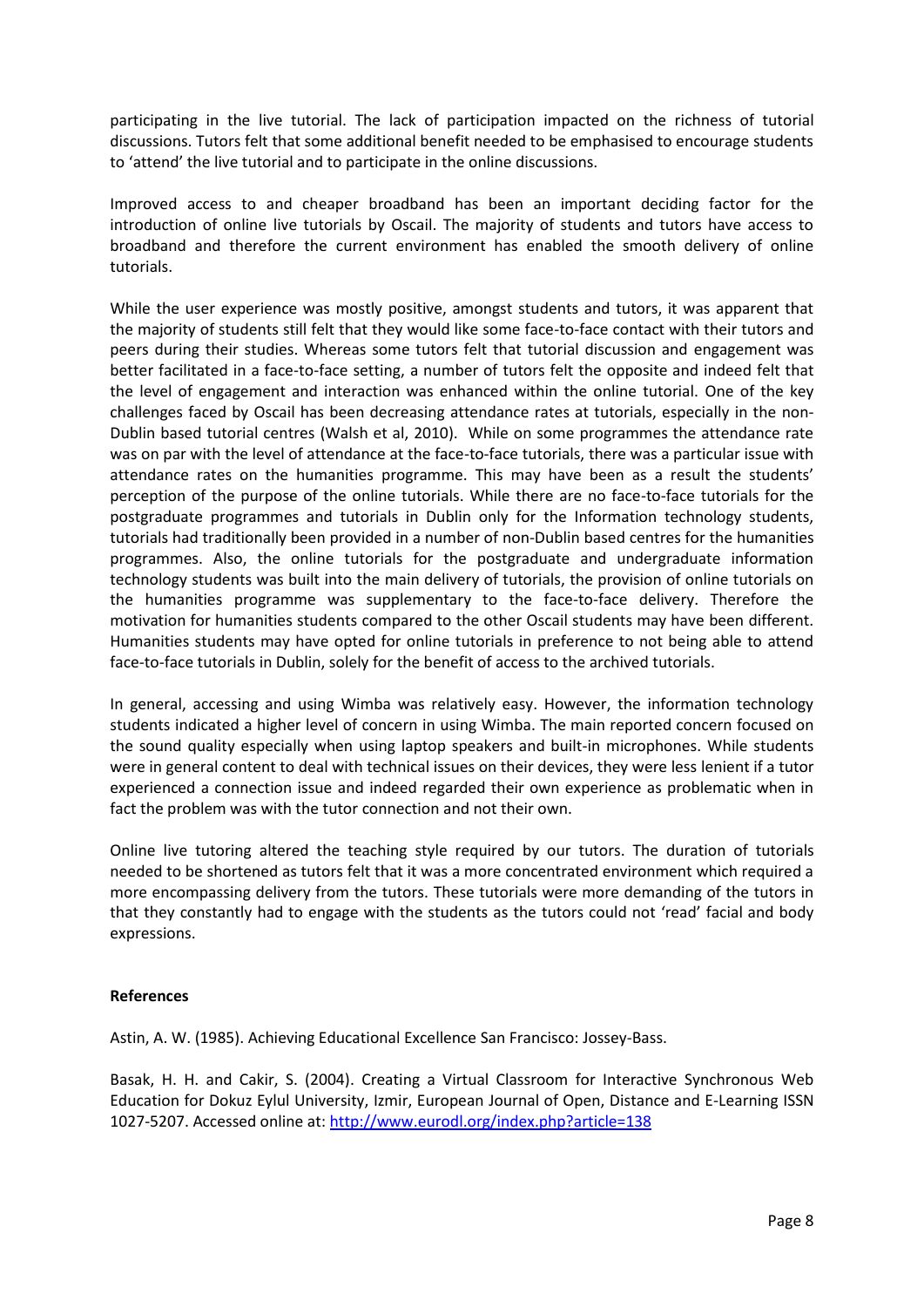participating in the live tutorial. The lack of participation impacted on the richness of tutorial discussions. Tutors felt that some additional benefit needed to be emphasised to encourage students to 'attend' the live tutorial and to participate in the online discussions.

Improved access to and cheaper broadband has been an important deciding factor for the introduction of online live tutorials by Oscail. The majority of students and tutors have access to broadband and therefore the current environment has enabled the smooth delivery of online tutorials.

While the user experience was mostly positive, amongst students and tutors, it was apparent that the majority of students still felt that they would like some face-to-face contact with their tutors and peers during their studies. Whereas some tutors felt that tutorial discussion and engagement was better facilitated in a face-to-face setting, a number of tutors felt the opposite and indeed felt that the level of engagement and interaction was enhanced within the online tutorial. One of the key challenges faced by Oscail has been decreasing attendance rates at tutorials, especially in the non-Dublin based tutorial centres (Walsh et al, 2010). While on some programmes the attendance rate was on par with the level of attendance at the face-to-face tutorials, there was a particular issue with attendance rates on the humanities programme. This may have been as a result the students' perception of the purpose of the online tutorials. While there are no face-to-face tutorials for the postgraduate programmes and tutorials in Dublin only for the Information technology students, tutorials had traditionally been provided in a number of non-Dublin based centres for the humanities programmes. Also, the online tutorials for the postgraduate and undergraduate information technology students was built into the main delivery of tutorials, the provision of online tutorials on the humanities programme was supplementary to the face-to-face delivery. Therefore the motivation for humanities students compared to the other Oscail students may have been different. Humanities students may have opted for online tutorials in preference to not being able to attend face-to-face tutorials in Dublin, solely for the benefit of access to the archived tutorials.

In general, accessing and using Wimba was relatively easy. However, the information technology students indicated a higher level of concern in using Wimba. The main reported concern focused on the sound quality especially when using laptop speakers and built-in microphones. While students were in general content to deal with technical issues on their devices, they were less lenient if a tutor experienced a connection issue and indeed regarded their own experience as problematic when in fact the problem was with the tutor connection and not their own.

Online live tutoring altered the teaching style required by our tutors. The duration of tutorials needed to be shortened as tutors felt that it was a more concentrated environment which required a more encompassing delivery from the tutors. These tutorials were more demanding of the tutors in that they constantly had to engage with the students as the tutors could not 'read' facial and body expressions.

**References**

Astin, A. W. (1985). Achieving Educational Excellence San Francisco: Jossey-Bass.

Basak, H. H. and Cakir, S. (2004). Creating a Virtual Classroom for Interactive Synchronous Web Education for Dokuz Eylul University, Izmir, European Journal of Open, Distance and E-Learning ISSN 1027-5207. Accessed online at: [http://www.eurodl.org/index.php?article=138](http://www.eurodl.org/index.php?article=138)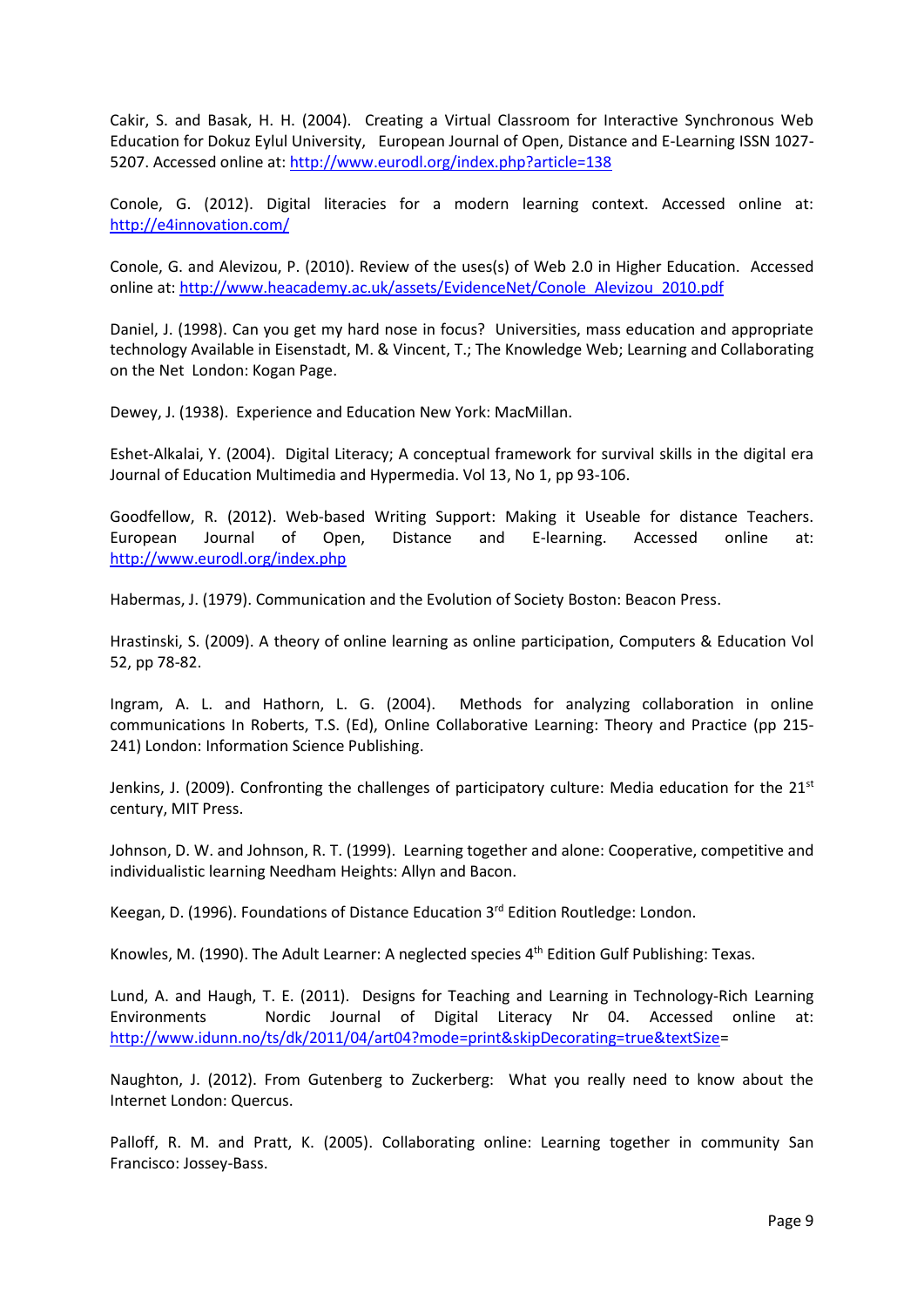Cakir, S. and Basak, H. H. (2004). Creating a Virtual Classroom for Interactive Synchronous Web Education for Dokuz Eylul University, European Journal of Open, Distance and E-Learning ISSN 1027-5207. Accessed online at: http://www.eurodl.org/index.php?article=138

Conole, G. (2012). Digital literacies for a modern learning context. Accessed online at: http://e4innovation.com/

Conole, G. and Alevizou, P. (2010). Review of the uses(s) of Web 2.0 in Higher Education. Accessed online at: http://www.heacademy.ac.uk/assets/EvidenceNet/Conole_Alevizou_2010.pdf

Daniel, J. (1998). Can you get my hard nose in focus? Universities, mass education and appropriate technology Available in Eisenstadt, M. & Vincent, T.; The Knowledge Web; Learning and Collaborating on the Net London: Kogan Page.

Dewey, J. (1938). Experience and Education New York: MacMillan.

Eshet-Alkalai, Y. (2004). Digital Literacy; A conceptual framework for survival skills in the digital era Journal of Education Multimedia and Hypermedia. Vol 13, No 1, pp 93-106.

Goodfellow, R. (2012). Web-based Writing Support: Making it Useable for distance Teachers. European Journal of Open, Distance and E-learning. Accessed online at: http://www.eurodl.org/index.php

Habermas, J. (1979). Communication and the Evolution of Society Boston: Beacon Press.

Hrastinski, S. (2009). A theory of online learning as online participation, Computers & Education Vol 52, pp 78-82.

Ingram, A. L. and Hathorn, L. G. (2004). Methods for analyzing collaboration in online communications In Roberts, T.S. (Ed), Online Collaborative Learning: Theory and Practice (pp 215-241) London: Information Science Publishing.

Jenkins, J. (2009). Confronting the challenges of participatory culture: Media education for the 21st century, MIT Press.

Johnson, D. W. and Johnson, R. T. (1999). Learning together and alone: Cooperative, competitive and individualistic learning Needham Heights: Allyn and Bacon.

Keegan, D. (1996). Foundations of Distance Education 3rd Edition Routledge: London.

Knowles, M. (1990). The Adult Learner: A neglected species 4th Edition Gulf Publishing: Texas.

Lund, A. and Haugh, T. E. (2011). Designs for Teaching and Learning in Technology-Rich Learning Environments Nordic Journal of Digital Literacy Nr 04. Accessed online at: http://www.idunn.no/ts/dk/2011/04/art04?mode=print&skipDecorating=true&textSize=

Naughton, J. (2012). From Gutenberg to Zuckerberg: What you really need to know about the Internet London: Quercus.

Palloff, R. M. and Pratt, K. (2005). Collaborating online: Learning together in community San Francisco: Jossey-Bass.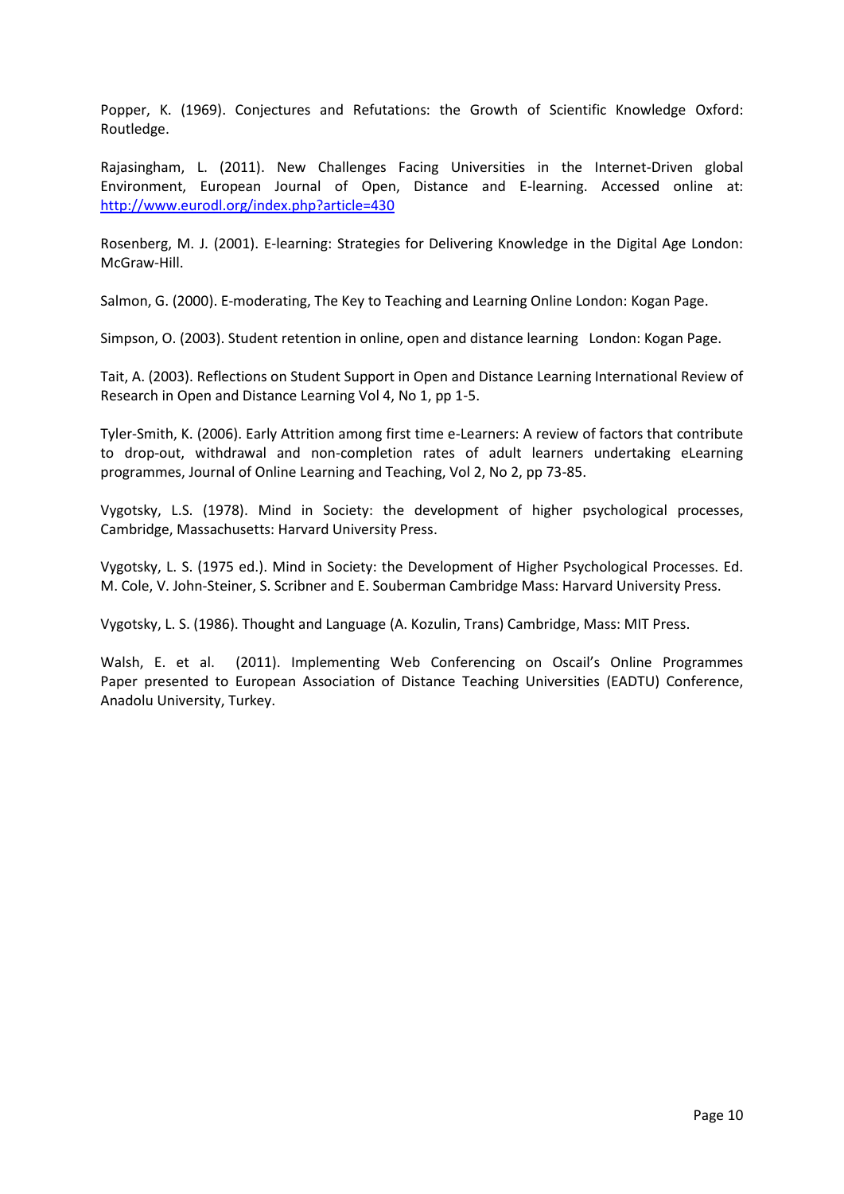Popper, K. (1969). Conjectures and Refutations: the Growth of Scientific Knowledge Oxford: Routledge.

Rajasingham, L. (2011). New Challenges Facing Universities in the Internet-Driven global Environment, European Journal of Open, Distance and E-learning. Accessed online at: [http://www.eurodl.org/index.php?article=430](http://www.eurodl.org/index.php?article=430)

Rosenberg, M. J. (2001). E-learning: Strategies for Delivering Knowledge in the Digital Age London: McGraw-Hill.

Salmon, G. (2000). E-moderating, The Key to Teaching and Learning Online London: Kogan Page.

Simpson, O. (2003). Student retention in online, open and distance learning London: Kogan Page.

Tait, A. (2003). Reflections on Student Support in Open and Distance Learning International Review of Research in Open and Distance Learning Vol 4, No 1, pp 1-5.

Tyler-Smith, K. (2006). Early Attrition among first time e-Learners: A review of factors that contribute to drop-out, withdrawal and non-completion rates of adult learners undertaking eLearning programmes, Journal of Online Learning and Teaching, Vol 2, No 2, pp 73-85.

Vygotsky, L.S. (1978). Mind in Society: the development of higher psychological processes, Cambridge, Massachusetts: Harvard University Press.

Vygotsky, L. S. (1975 ed.). Mind in Society: the Development of Higher Psychological Processes. Ed. M. Cole, V. John-Steiner, S. Scribner and E. Souberman Cambridge Mass: Harvard University Press.

Vygotsky, L. S. (1986). Thought and Language (A. Kozulin, Trans) Cambridge, Mass: MIT Press.

Walsh, E. et al. (2011). Implementing Web Conferencing on Oscail's Online Programmes Paper presented to European Association of Distance Teaching Universities (EADTU) Conference, Anadolu University, Turkey.